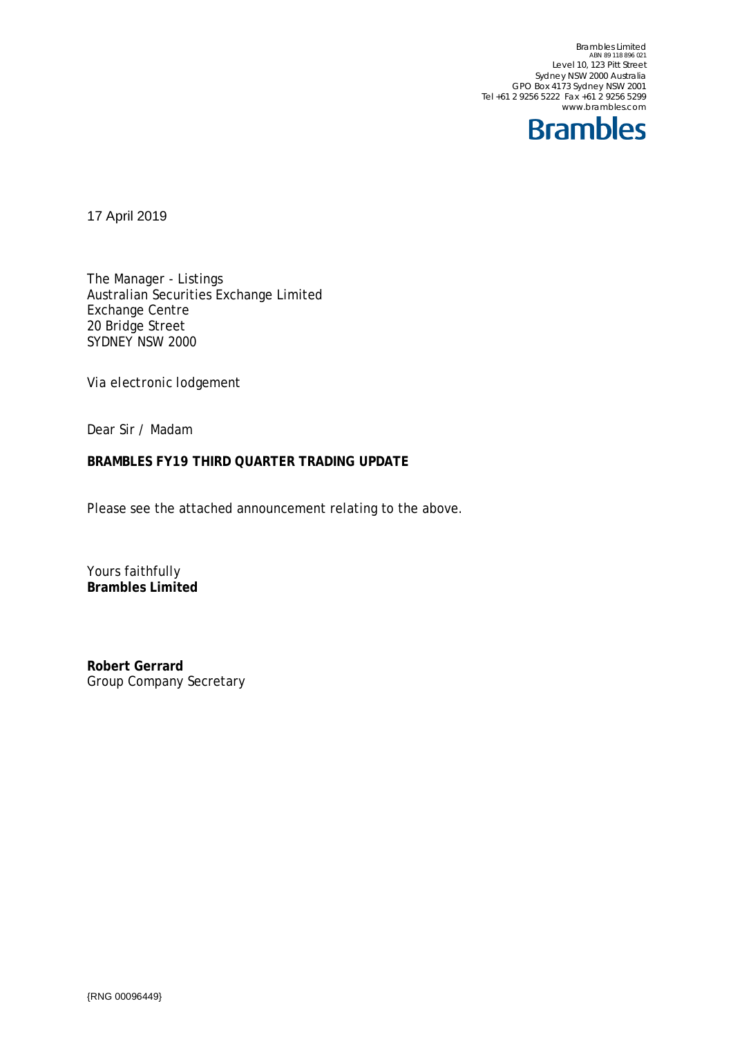Brambles Limited
ABN 89 118 896 021
Level 10, 123 Pitt Street
Sydney NSW 2000 Australia
GPO Box 4173 Sydney NSW 2001
Tel +61 2 9256 5222 Fax +61 2 9256 5299
www.brambles.com

**Brambles**

17 April 2019

The Manager - Listings
Australian Securities Exchange Limited
Exchange Centre
20 Bridge Street
SYDNEY NSW 2000

Via electronic lodgement

Dear Sir / Madam

**BRAMBLES FY19 THIRD QUARTER TRADING UPDATE**

Please see the attached announcement relating to the above.

Yours faithfully
**Brambles Limited**

**Robert Gerrard**
Group Company Secretary

{RNG 00096449}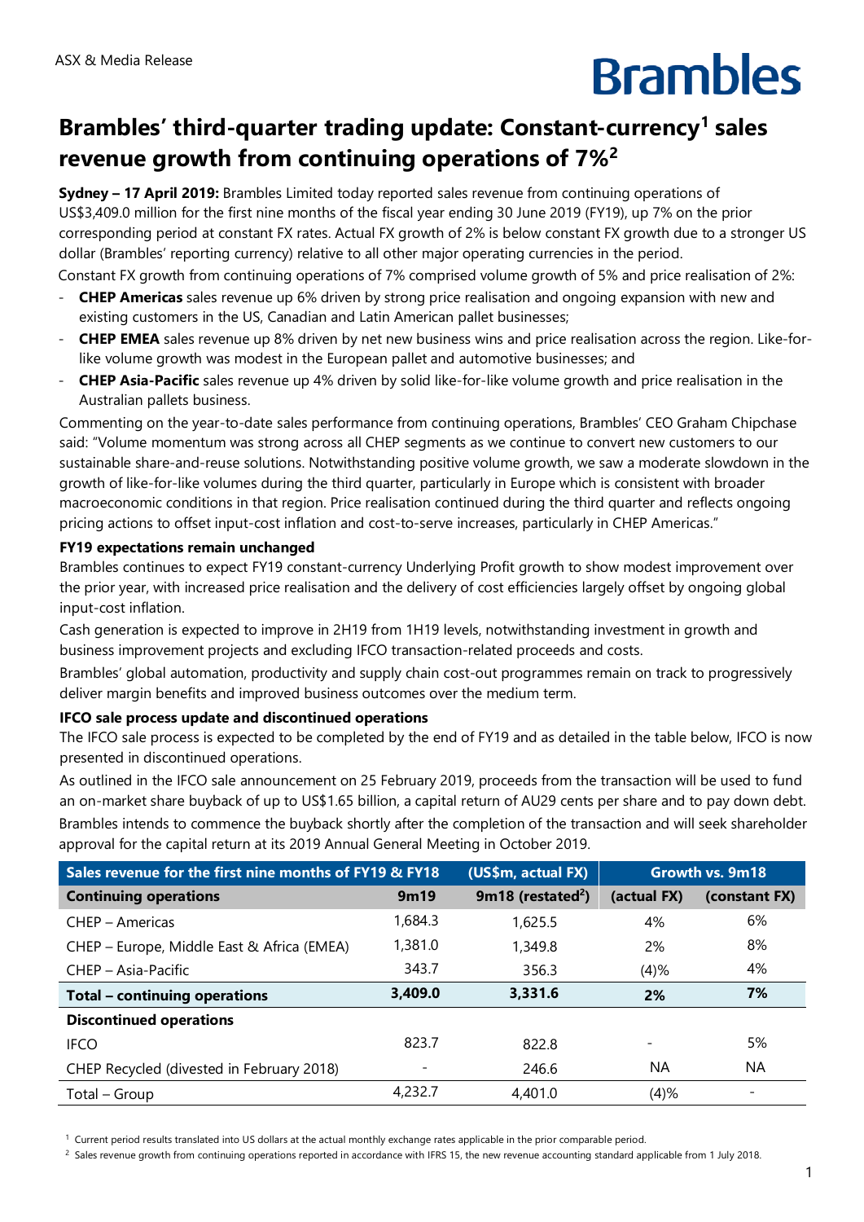ASX & Media Release

# Brambles' third-quarter trading update: Constant-currency[1] sales revenue growth from continuing operations of 7%[2]

**Sydney – 17 April 2019:** Brambles Limited today reported sales revenue from continuing operations of US$3,409.0 million for the first nine months of the fiscal year ending 30 June 2019 (FY19), up 7% on the prior corresponding period at constant FX rates. Actual FX growth of 2% is below constant FX growth due to a stronger US dollar (Brambles' reporting currency) relative to all other major operating currencies in the period.

Constant FX growth from continuing operations of 7% comprised volume growth of 5% and price realisation of 2%:

- **CHEP Americas** sales revenue up 6% driven by strong price realisation and ongoing expansion with new and existing customers in the US, Canadian and Latin American pallet businesses;
- **CHEP EMEA** sales revenue up 8% driven by net new business wins and price realisation across the region. Like-for-like volume growth was modest in the European pallet and automotive businesses; and
- **CHEP Asia-Pacific** sales revenue up 4% driven by solid like-for-like volume growth and price realisation in the Australian pallets business.

Commenting on the year-to-date sales performance from continuing operations, Brambles' CEO Graham Chipchase said: "Volume momentum was strong across all CHEP segments as we continue to convert new customers to our sustainable share-and-reuse solutions. Notwithstanding positive volume growth, we saw a moderate slowdown in the growth of like-for-like volumes during the third quarter, particularly in Europe which is consistent with broader macroeconomic conditions in that region. Price realisation continued during the third quarter and reflects ongoing pricing actions to offset input-cost inflation and cost-to-serve increases, particularly in CHEP Americas."

**FY19 expectations remain unchanged**

Brambles continues to expect FY19 constant-currency Underlying Profit growth to show modest improvement over the prior year, with increased price realisation and the delivery of cost efficiencies largely offset by ongoing global input-cost inflation.

Cash generation is expected to improve in 2H19 from 1H19 levels, notwithstanding investment in growth and business improvement projects and excluding IFCO transaction-related proceeds and costs.

Brambles' global automation, productivity and supply chain cost-out programmes remain on track to progressively deliver margin benefits and improved business outcomes over the medium term.

**IFCO sale process update and discontinued operations**

The IFCO sale process is expected to be completed by the end of FY19 and as detailed in the table below, IFCO is now presented in discontinued operations.

As outlined in the IFCO sale announcement on 25 February 2019, proceeds from the transaction will be used to fund an on-market share buyback of up to US$1.65 billion, a capital return of AU29 cents per share and to pay down debt. Brambles intends to commence the buyback shortly after the completion of the transaction and will seek shareholder approval for the capital return at its 2019 Annual General Meeting in October 2019.

| Sales revenue for the first nine months of FY19 & FY18 | | (US$m, actual FX) | Growth vs. 9m18 | |
|---|---|---|---|---|
| **Continuing operations** | **9m19** | **9m18 (restated[2])** | **(actual FX)** | **(constant FX)** |
| CHEP – Americas | 1,684.3 | 1,625.5 | 4% | 6% |
| CHEP – Europe, Middle East & Africa (EMEA) | 1,381.0 | 1,349.8 | 2% | 8% |
| CHEP – Asia-Pacific | 343.7 | 356.3 | (4)% | 4% |
| **Total – continuing operations** | **3,409.0** | **3,331.6** | **2%** | **7%** |
| **Discontinued operations** | | | | |
| IFCO | 823.7 | 822.8 | - | 5% |
| CHEP Recycled (divested in February 2018) | - | 246.6 | NA | NA |
| Total – Group | 4,232.7 | 4,401.0 | (4)% | - |

[1] Current period results translated into US dollars at the actual monthly exchange rates applicable in the prior comparable period.

[2] Sales revenue growth from continuing operations reported in accordance with IFRS 15, the new revenue accounting standard applicable from 1 July 2018.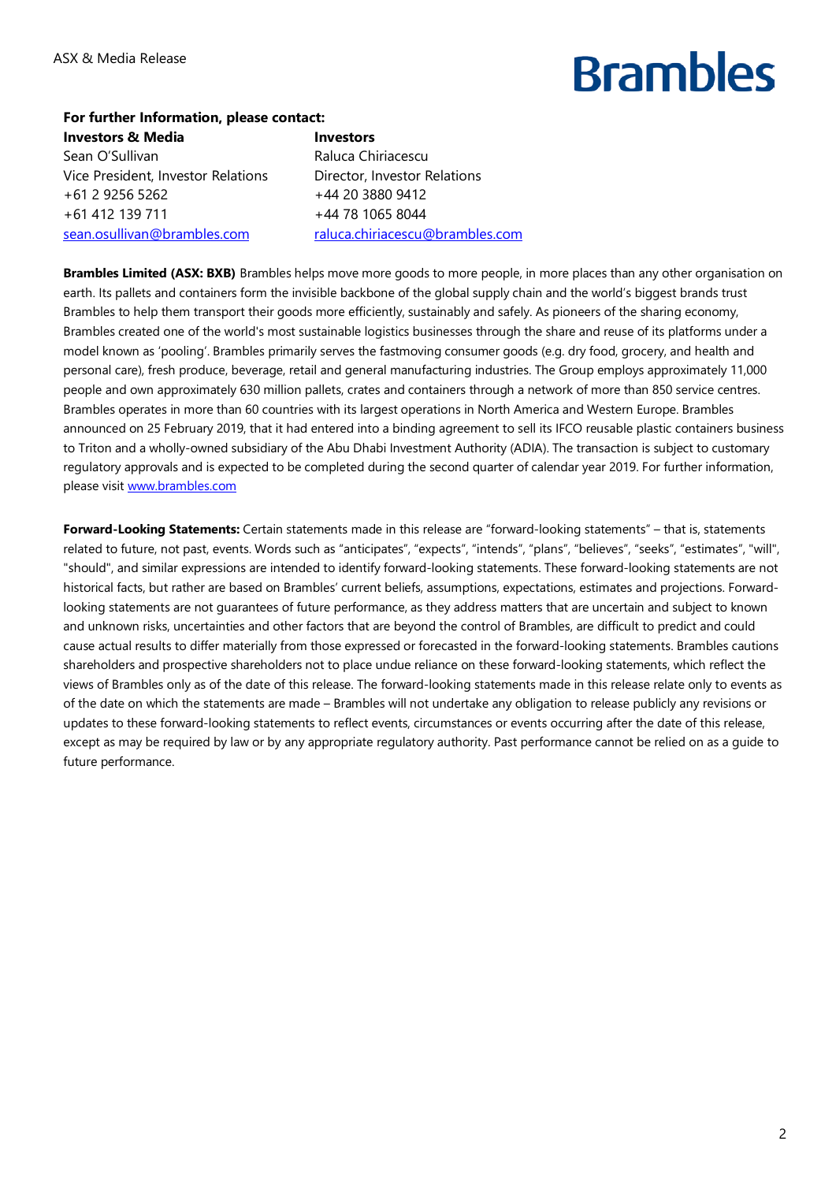For further Information, please contact:

| Investors & Media | Investors |
| --- | --- |
| Sean O'Sullivan | Raluca Chiriacescu |
| Vice President, Investor Relations | Director, Investor Relations |
| +61 2 9256 5262 | +44 20 3880 9412 |
| +61 412 139 711 | +44 78 1065 8044 |
| sean.osullivan@brambles.com | raluca.chiriacescu@brambles.com |

**Brambles Limited (ASX: BXB)** Brambles helps move more goods to more people, in more places than any other organisation on earth. Its pallets and containers form the invisible backbone of the global supply chain and the world's biggest brands trust Brambles to help them transport their goods more efficiently, sustainably and safely. As pioneers of the sharing economy, Brambles created one of the world's most sustainable logistics businesses through the share and reuse of its platforms under a model known as 'pooling'. Brambles primarily serves the fastmoving consumer goods (e.g. dry food, grocery, and health and personal care), fresh produce, beverage, retail and general manufacturing industries. The Group employs approximately 11,000 people and own approximately 630 million pallets, crates and containers through a network of more than 850 service centres. Brambles operates in more than 60 countries with its largest operations in North America and Western Europe. Brambles announced on 25 February 2019, that it had entered into a binding agreement to sell its IFCO reusable plastic containers business to Triton and a wholly-owned subsidiary of the Abu Dhabi Investment Authority (ADIA). The transaction is subject to customary regulatory approvals and is expected to be completed during the second quarter of calendar year 2019. For further information, please visit www.brambles.com

**Forward-Looking Statements:** Certain statements made in this release are "forward-looking statements" – that is, statements related to future, not past, events. Words such as "anticipates", "expects", "intends", "plans", "believes", "seeks", "estimates", "will", "should", and similar expressions are intended to identify forward-looking statements. These forward-looking statements are not historical facts, but rather are based on Brambles' current beliefs, assumptions, expectations, estimates and projections. Forward-looking statements are not guarantees of future performance, as they address matters that are uncertain and subject to known and unknown risks, uncertainties and other factors that are beyond the control of Brambles, are difficult to predict and could cause actual results to differ materially from those expressed or forecasted in the forward-looking statements. Brambles cautions shareholders and prospective shareholders not to place undue reliance on these forward-looking statements, which reflect the views of Brambles only as of the date of this release. The forward-looking statements made in this release relate only to events as of the date on which the statements are made – Brambles will not undertake any obligation to release publicly any revisions or updates to these forward-looking statements to reflect events, circumstances or events occurring after the date of this release, except as may be required by law or by any appropriate regulatory authority. Past performance cannot be relied on as a guide to future performance.